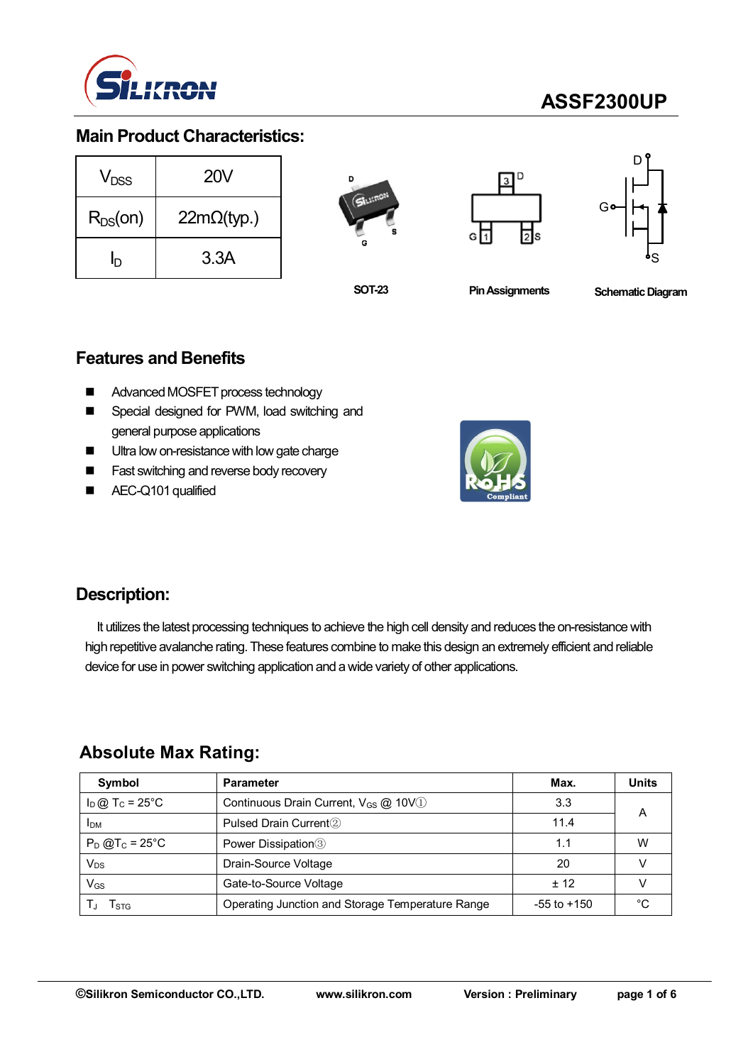# ASSF2300UP

## Main Product Characteristics:

| | |
|---|---|
| $V_{DSS}$ | 20V |
| $R_{DS}(on)$ | 22mΩ(typ.) |
| $I_D$ | 3.3A |

SOT-23

Pin Assignments

Schematic Diagram

## Features and Benefits

- Advanced MOSFET process technology
- Special designed for PWM, load switching and general purpose applications
- Ultra low on-resistance with low gate charge
- Fast switching and reverse body recovery
- AEC-Q101 qualified

## Description:

It utilizes the latest processing techniques to achieve the high cell density and reduces the on-resistance with high repetitive avalanche rating. These features combine to make this design an extremely efficient and reliable device for use in power switching application and a wide variety of other applications.

## Absolute Max Rating:

| Symbol | Parameter | Max. | Units |
|---|---|---|---|
| $I_D$ @ $T_C$ = 25°C | Continuous Drain Current, $V_{GS}$ @ 10V① | 3.3 | A |
| $I_{DM}$ | Pulsed Drain Current② | 11.4 | |
| $P_D$ @$T_C$ = 25°C | Power Dissipation③ | 1.1 | W |
| $V_{DS}$ | Drain-Source Voltage | 20 | V |
| $V_{GS}$ | Gate-to-Source Voltage | ± 12 | V |
| $T_J$ $T_{STG}$ | Operating Junction and Storage Temperature Range | -55 to +150 | °C |

©Silikron Semiconductor CO.,LTD. www.silikron.com Version : Preliminary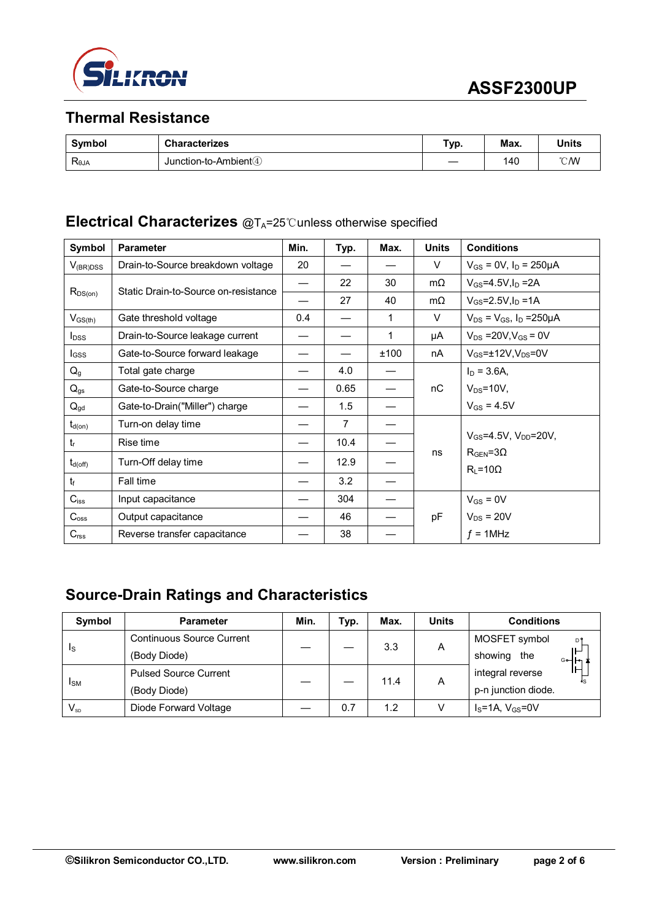## Thermal Resistance

| Symbol | Characterizes | Typ. | Max. | Units |
|---|---|---|---|---|
| $R_{\theta JA}$ | Junction-to-Ambient④ | — | 140 | ℃/W |

## Electrical Characterizes @$T_A$=25℃unless otherwise specified

| Symbol | Parameter | Min. | Typ. | Max. | Units | Conditions |
|---|---|---|---|---|---|---|
| $V_{(BR)DSS}$ | Drain-to-Source breakdown voltage | 20 | — | — | V | $V_{GS}$ = 0V, $I_D$ = 250μA |
| $R_{DS(on)}$ | Static Drain-to-Source on-resistance | — | 22 | 30 | mΩ | $V_{GS}$=4.5V,$I_D$ =2A |
| | | — | 27 | 40 | mΩ | $V_{GS}$=2.5V,$I_D$ =1A |
| $V_{GS(th)}$ | Gate threshold voltage | 0.4 | — | 1 | V | $V_{DS}$ = $V_{GS}$, $I_D$ =250μA |
| $I_{DSS}$ | Drain-to-Source leakage current | — | — | 1 | μA | $V_{DS}$ =20V,$V_{GS}$ = 0V |
| $I_{GSS}$ | Gate-to-Source forward leakage | — | — | ±100 | nA | $V_{GS}$=±12V,$V_{DS}$=0V |
| $Q_g$ | Total gate charge | — | 4.0 | — | nC | $I_D$ = 3.6A, $V_{DS}$=10V, $V_{GS}$ = 4.5V |
| $Q_{gs}$ | Gate-to-Source charge | — | 0.65 | — | | |
| $Q_{gd}$ | Gate-to-Drain("Miller") charge | — | 1.5 | — | | |
| $t_{d(on)}$ | Turn-on delay time | — | 7 | — | ns | $V_{GS}$=4.5V, $V_{DD}$=20V, $R_{GEN}$=3Ω $R_L$=10Ω |
| $t_r$ | Rise time | — | 10.4 | — | | |
| $t_{d(off)}$ | Turn-Off delay time | — | 12.9 | — | | |
| $t_f$ | Fall time | — | 3.2 | — | | |
| $C_{iss}$ | Input capacitance | — | 304 | — | pF | $V_{GS}$ = 0V $V_{DS}$ = 20V $f$ = 1MHz |
| $C_{oss}$ | Output capacitance | — | 46 | — | | |
| $C_{rss}$ | Reverse transfer capacitance | — | 38 | — | | |

## Source-Drain Ratings and Characteristics

| Symbol | Parameter | Min. | Typ. | Max. | Units | Conditions |
|---|---|---|---|---|---|---|
| $I_S$ | Continuous Source Current (Body Diode) | — | — | 3.3 | A | MOSFET symbol showing the integral reverse p-n junction diode. |
| $I_{SM}$ | Pulsed Source Current (Body Diode) | — | — | 11.4 | A | |
| $V_{SD}$ | Diode Forward Voltage | — | 0.7 | 1.2 | V | $I_S$=1A, $V_{GS}$=0V |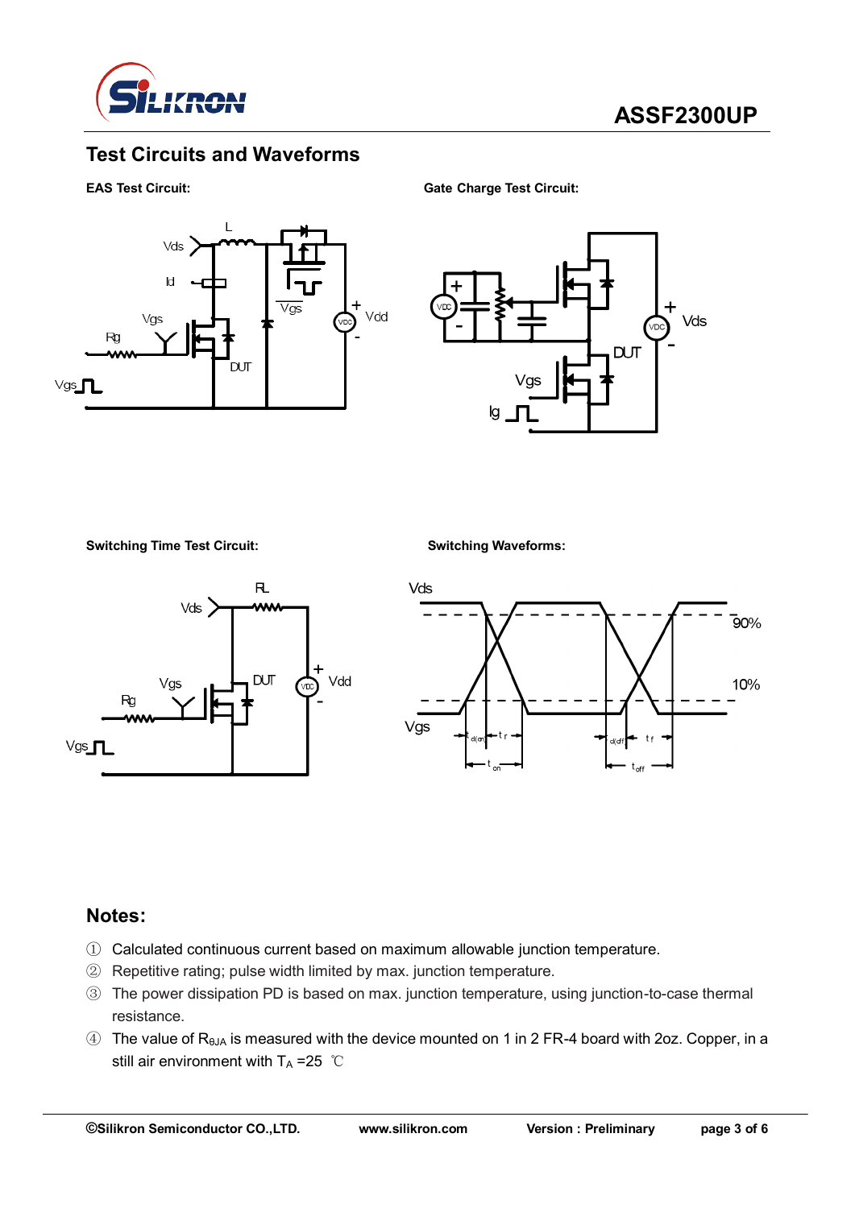## Test Circuits and Waveforms

**EAS Test Circuit:**

**Gate Charge Test Circuit:**

**Switching Time Test Circuit:**

**Switching Waveforms:**

## Notes:

① Calculated continuous current based on maximum allowable junction temperature.

② Repetitive rating; pulse width limited by max. junction temperature.

③ The power dissipation PD is based on max. junction temperature, using junction-to-case thermal resistance.

④ The value of $R_{\theta JA}$ is measured with the device mounted on 1 in 2 FR-4 board with 2oz. Copper, in a still air environment with $T_A$ =25 ℃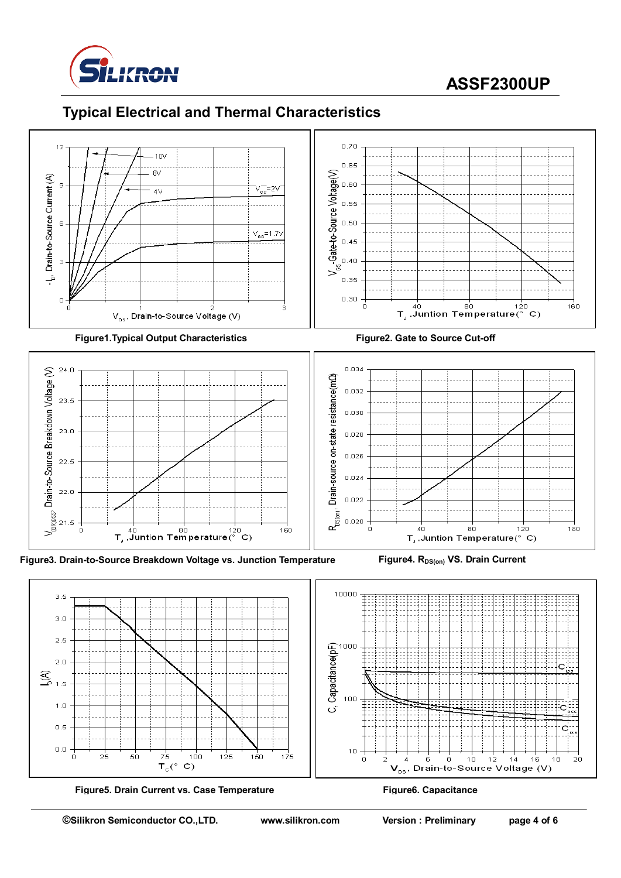## Typical Electrical and Thermal Characteristics

Figure1.Typical Output Characteristics

Figure2. Gate to Source Cut-off

Figure3. Drain-to-Source Breakdown Voltage vs. Junction Temperature

Figure4. $R_{DS(on)}$ VS. Drain Current

Figure5. Drain Current vs. Case Temperature

Figure6. Capacitance

©Silikron Semiconductor CO.,LTD. www.silikron.com Version : Preliminary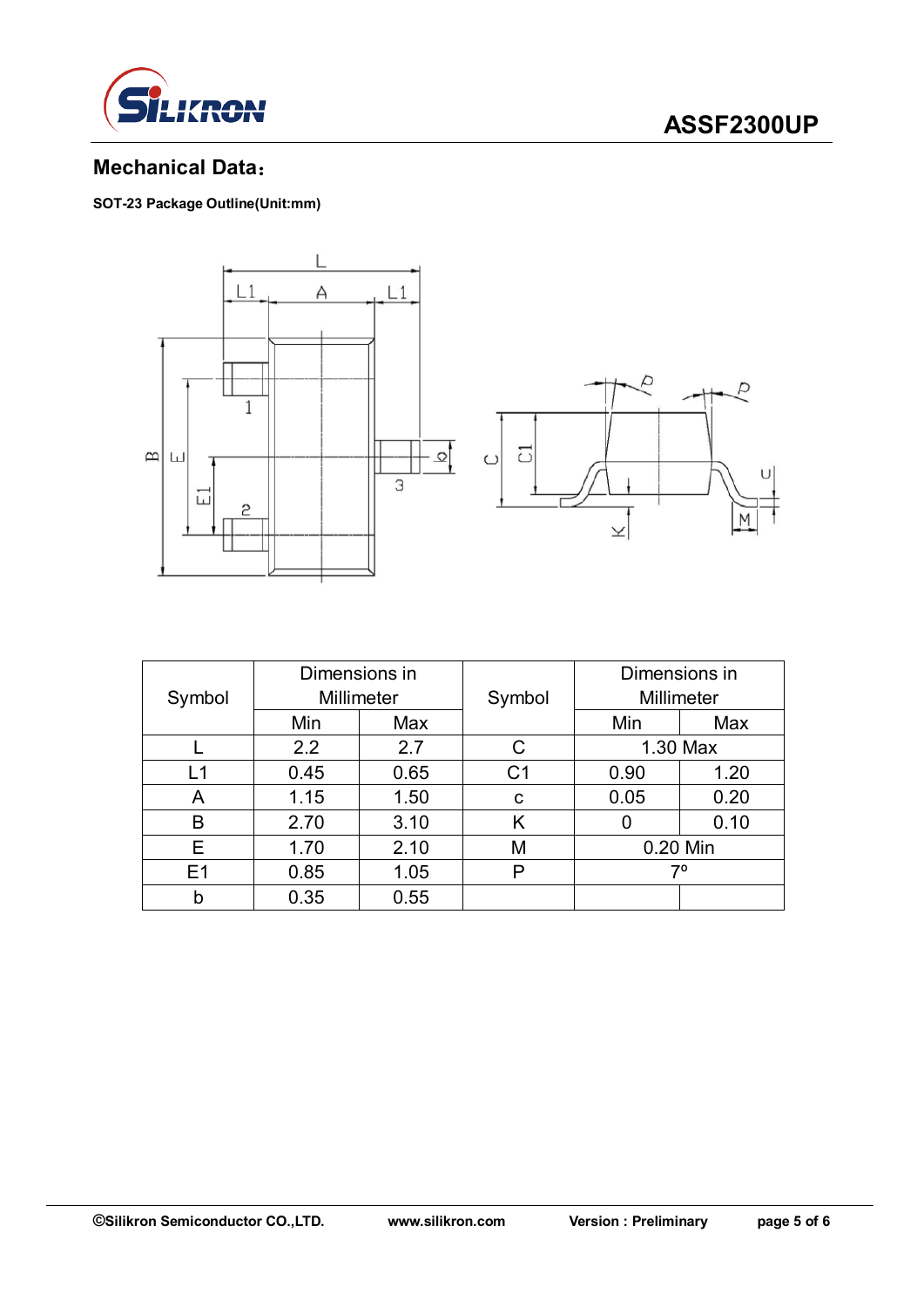## Mechanical Data：

**SOT-23 Package Outline(Unit:mm)**

| Symbol | Dimensions in Millimeter | | Symbol | Dimensions in Millimeter | |
|---|---|---|---|---|---|
| | Min | Max | | Min | Max |
| L | 2.2 | 2.7 | C | 1.30 Max | |
| L1 | 0.45 | 0.65 | C1 | 0.90 | 1.20 |
| A | 1.15 | 1.50 | c | 0.05 | 0.20 |
| B | 2.70 | 3.10 | K | 0 | 0.10 |
| E | 1.70 | 2.10 | M | 0.20 Min | |
| E1 | 0.85 | 1.05 | P | 7º | |
| b | 0.35 | 0.55 | | | |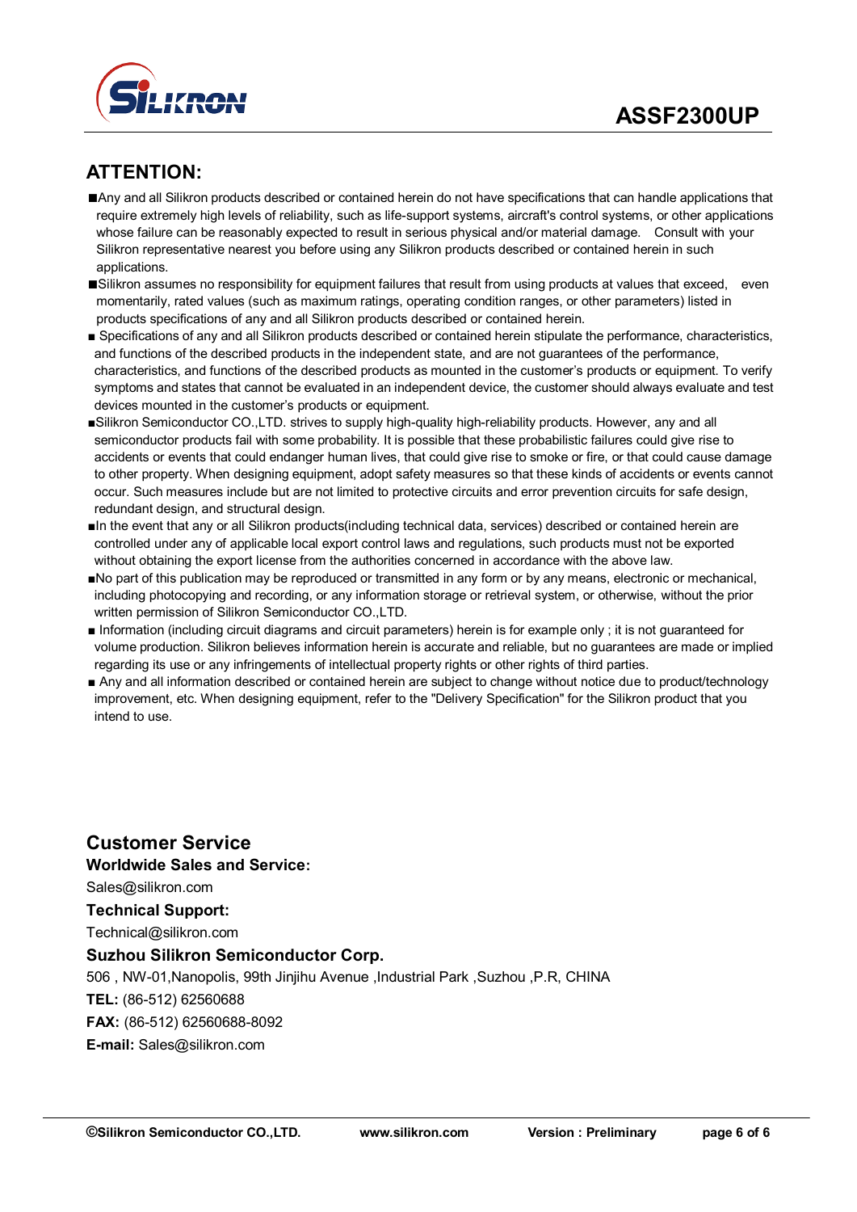## ATTENTION:

- ■Any and all Silikron products described or contained herein do not have specifications that can handle applications that require extremely high levels of reliability, such as life-support systems, aircraft's control systems, or other applications whose failure can be reasonably expected to result in serious physical and/or material damage. Consult with your Silikron representative nearest you before using any Silikron products described or contained herein in such applications.
- ■Silikron assumes no responsibility for equipment failures that result from using products at values that exceed, even momentarily, rated values (such as maximum ratings, operating condition ranges, or other parameters) listed in products specifications of any and all Silikron products described or contained herein.
- ■ Specifications of any and all Silikron products described or contained herein stipulate the performance, characteristics, and functions of the described products in the independent state, and are not guarantees of the performance, characteristics, and functions of the described products as mounted in the customer's products or equipment. To verify symptoms and states that cannot be evaluated in an independent device, the customer should always evaluate and test devices mounted in the customer's products or equipment.
- ■Silikron Semiconductor CO.,LTD. strives to supply high-quality high-reliability products. However, any and all semiconductor products fail with some probability. It is possible that these probabilistic failures could give rise to accidents or events that could endanger human lives, that could give rise to smoke or fire, or that could cause damage to other property. When designing equipment, adopt safety measures so that these kinds of accidents or events cannot occur. Such measures include but are not limited to protective circuits and error prevention circuits for safe design, redundant design, and structural design.
- ■In the event that any or all Silikron products(including technical data, services) described or contained herein are controlled under any of applicable local export control laws and regulations, such products must not be exported without obtaining the export license from the authorities concerned in accordance with the above law.
- ■No part of this publication may be reproduced or transmitted in any form or by any means, electronic or mechanical, including photocopying and recording, or any information storage or retrieval system, or otherwise, without the prior written permission of Silikron Semiconductor CO.,LTD.
- ■ Information (including circuit diagrams and circuit parameters) herein is for example only ; it is not guaranteed for volume production. Silikron believes information herein is accurate and reliable, but no guarantees are made or implied regarding its use or any infringements of intellectual property rights or other rights of third parties.
- ■ Any and all information described or contained herein are subject to change without notice due to product/technology improvement, etc. When designing equipment, refer to the "Delivery Specification" for the Silikron product that you intend to use.

## Customer Service

**Worldwide Sales and Service:**

Sales@silikron.com

**Technical Support:**

Technical@silikron.com

### Suzhou Silikron Semiconductor Corp.

506 , NW-01,Nanopolis, 99th Jinjihu Avenue ,Industrial Park ,Suzhou ,P.R, CHINA

**TEL:** (86-512) 62560688

**FAX:** (86-512) 62560688-8092

**E-mail:** Sales@silikron.com